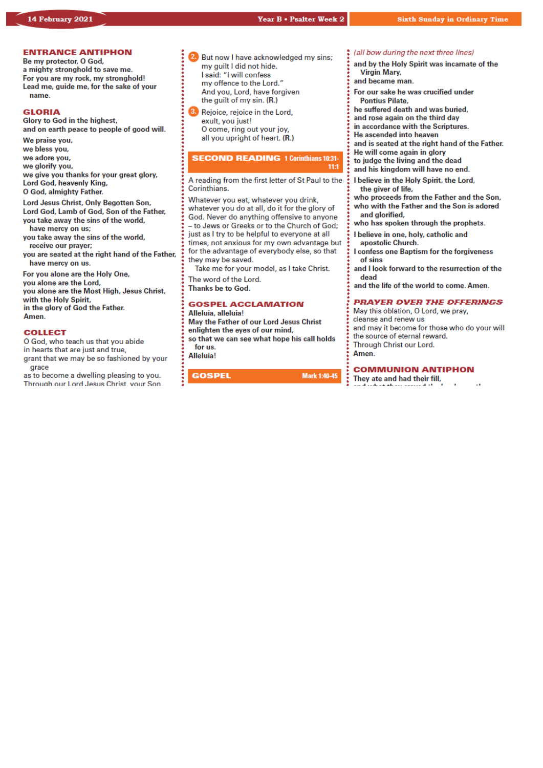## ENTRANCE ANTIPHON

**Be my protector, O God,
a mighty stronghold to save me.
For you are my rock, my stronghold!
Lead me, guide me, for the sake of your name.**

## GLORIA

**Glory to God in the highest,
and on earth peace to people of good will.**

**We praise you,
we bless you,
we adore you,
we glorify you,
we give you thanks for your great glory,
Lord God, heavenly King,
O God, almighty Father.**

**Lord Jesus Christ, Only Begotten Son,
Lord God, Lamb of God, Son of the Father,
you take away the sins of the world,
have mercy on us;
you take away the sins of the world,
receive our prayer;
you are seated at the right hand of the Father,
have mercy on us.**

**For you alone are the Holy One,
you alone are the Lord,
you alone are the Most High, Jesus Christ,
with the Holy Spirit,
in the glory of God the Father.
Amen.**

## COLLECT

O God, who teach us that you abide
in hearts that are just and true,
grant that we may be so fashioned by your grace
as to become a dwelling pleasing to you.
Through our Lord Jesus Christ, your Son...

2. But now I have acknowledged my sins;
my guilt I did not hide.
I said: "I will confess
my offence to the Lord."
And you, Lord, have forgiven
the guilt of my sin. **(R.)**

3. Rejoice, rejoice in the Lord,
exult, you just!
O come, ring out your joy,
all you upright of heart. **(R.)**

## SECOND READING 1 Corinthians 10:31-11:1

A reading from the first letter of St Paul to the Corinthians.

Whatever you eat, whatever you drink, whatever you do at all, do it for the glory of God. Never do anything offensive to anyone – to Jews or Greeks or to the Church of God; just as I try to be helpful to everyone at all times, not anxious for my own advantage but for the advantage of everybody else, so that they may be saved.

Take me for your model, as I take Christ.

The word of the Lord.
**Thanks be to God.**

## GOSPEL ACCLAMATION

**Alleluia, alleluia!
May the Father of our Lord Jesus Christ
enlighten the eyes of our mind,
so that we can see what hope his call holds for us.
Alleluia!**

## GOSPEL Mark 1:40-45

*(all bow during the next three lines)*

**and by the Holy Spirit was incarnate of the Virgin Mary,
and became man.**

**For our sake he was crucified under Pontius Pilate,
he suffered death and was buried,
and rose again on the third day
in accordance with the Scriptures.
He ascended into heaven
and is seated at the right hand of the Father.
He will come again in glory
to judge the living and the dead
and his kingdom will have no end.**

**I believe in the Holy Spirit, the Lord,
the giver of life,
who proceeds from the Father and the Son,
who with the Father and the Son is adored
and glorified,
who has spoken through the prophets.**

**I believe in one, holy, catholic and apostolic Church.
I confess one Baptism for the forgiveness of sins
and I look forward to the resurrection of the dead
and the life of the world to come. Amen.**

## PRAYER OVER THE OFFERINGS

May this oblation, O Lord, we pray,
cleanse and renew us
and may it become for those who do your will
the source of eternal reward.
Through Christ our Lord.
**Amen.**

## COMMUNION ANTIPHON

**They ate and had their fill,**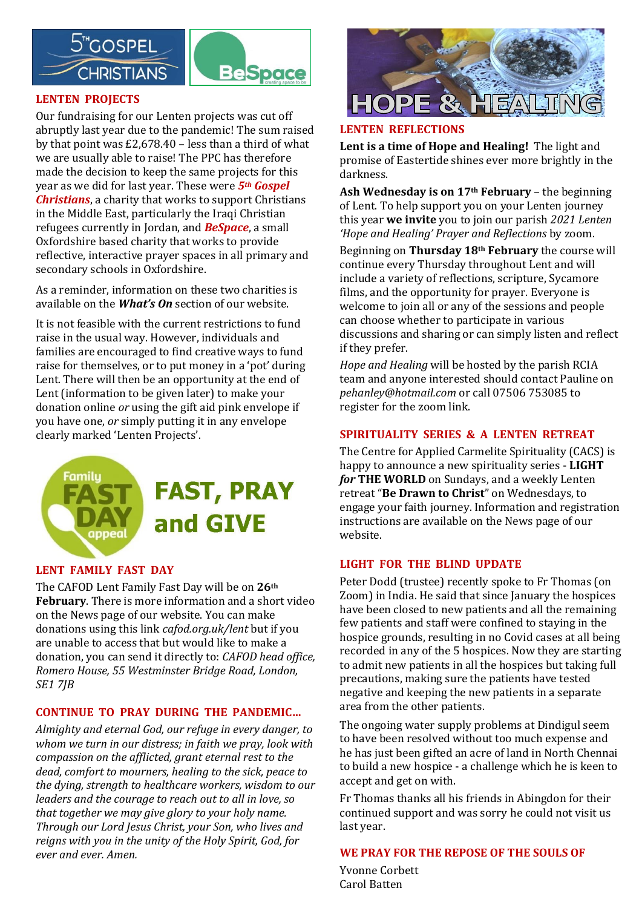## LENTEN PROJECTS

Our fundraising for our Lenten projects was cut off abruptly last year due to the pandemic! The sum raised by that point was £2,678.40 – less than a third of what we are usually able to raise! The PPC has therefore made the decision to keep the same projects for this year as we did for last year. These were ***5th Gospel Christians***, a charity that works to support Christians in the Middle East, particularly the Iraqi Christian refugees currently in Jordan, and ***BeSpace***, a small Oxfordshire based charity that works to provide reflective, interactive prayer spaces in all primary and secondary schools in Oxfordshire.

As a reminder, information on these two charities is available on the ***What's On*** section of our website.

It is not feasible with the current restrictions to fund raise in the usual way. However, individuals and families are encouraged to find creative ways to fund raise for themselves, or to put money in a 'pot' during Lent. There will then be an opportunity at the end of Lent (information to be given later) to make your donation online *or* using the gift aid pink envelope if you have one, *or* simply putting it in any envelope clearly marked 'Lenten Projects'.

Family FAST DAY appeal

**FAST, PRAY and GIVE**

## LENT FAMILY FAST DAY

The CAFOD Lent Family Fast Day will be on **26th February**. There is more information and a short video on the News page of our website. You can make donations using this link *cafod.org.uk/lent* but if you are unable to access that but would like to make a donation, you can send it directly to: *CAFOD head office, Romero House, 55 Westminster Bridge Road, London, SE1 7JB*

## CONTINUE TO PRAY DURING THE PANDEMIC…

*Almighty and eternal God, our refuge in every danger, to whom we turn in our distress; in faith we pray, look with compassion on the afflicted, grant eternal rest to the dead, comfort to mourners, healing to the sick, peace to the dying, strength to healthcare workers, wisdom to our leaders and the courage to reach out to all in love, so that together we may give glory to your holy name. Through our Lord Jesus Christ, your Son, who lives and reigns with you in the unity of the Holy Spirit, God, for ever and ever. Amen.*

HOPE & HEALING

## LENTEN REFLECTIONS

**Lent is a time of Hope and Healing!** The light and promise of Eastertide shines ever more brightly in the darkness.

**Ash Wednesday is on 17th February** – the beginning of Lent. To help support you on your Lenten journey this year **we invite** you to join our parish *2021 Lenten 'Hope and Healing' Prayer and Reflections* by zoom.

Beginning on **Thursday 18th February** the course will continue every Thursday throughout Lent and will include a variety of reflections, scripture, Sycamore films, and the opportunity for prayer. Everyone is welcome to join all or any of the sessions and people can choose whether to participate in various discussions and sharing or can simply listen and reflect if they prefer.

*Hope and Healing* will be hosted by the parish RCIA team and anyone interested should contact Pauline on *pehanley@hotmail.com* or call 07506 753085 to register for the zoom link.

## SPIRITUALITY SERIES & A LENTEN RETREAT

The Centre for Applied Carmelite Spirituality (CACS) is happy to announce a new spirituality series - **LIGHT *for* THE WORLD** on Sundays, and a weekly Lenten retreat "**Be Drawn to Christ**" on Wednesdays, to engage your faith journey. Information and registration instructions are available on the News page of our website.

## LIGHT FOR THE BLIND UPDATE

Peter Dodd (trustee) recently spoke to Fr Thomas (on Zoom) in India. He said that since January the hospices have been closed to new patients and all the remaining few patients and staff were confined to staying in the hospice grounds, resulting in no Covid cases at all being recorded in any of the 5 hospices. Now they are starting to admit new patients in all the hospices but taking full precautions, making sure the patients have tested negative and keeping the new patients in a separate area from the other patients.

The ongoing water supply problems at Dindigul seem to have been resolved without too much expense and he has just been gifted an acre of land in North Chennai to build a new hospice - a challenge which he is keen to accept and get on with.

Fr Thomas thanks all his friends in Abingdon for their continued support and was sorry he could not visit us last year.

## WE PRAY FOR THE REPOSE OF THE SOULS OF

Yvonne Corbett
Carol Batten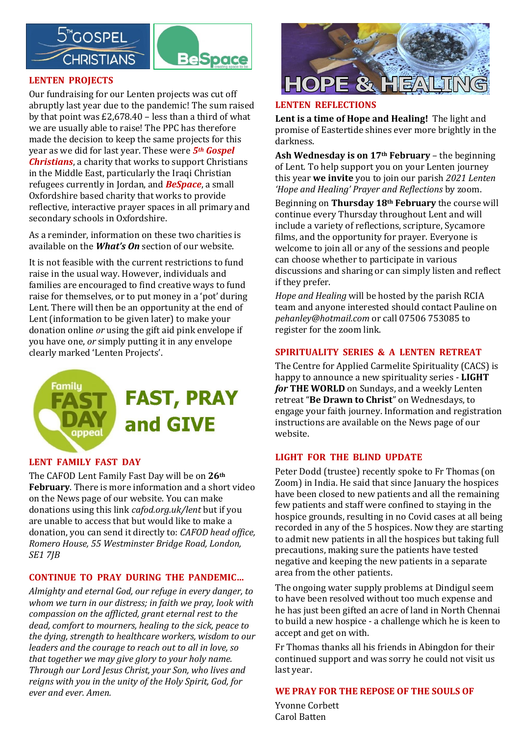## LENTEN PROJECTS

Our fundraising for our Lenten projects was cut off abruptly last year due to the pandemic! The sum raised by that point was £2,678.40 – less than a third of what we are usually able to raise! The PPC has therefore made the decision to keep the same projects for this year as we did for last year. These were ***5th Gospel Christians***, a charity that works to support Christians in the Middle East, particularly the Iraqi Christian refugees currently in Jordan, and ***BeSpace***, a small Oxfordshire based charity that works to provide reflective, interactive prayer spaces in all primary and secondary schools in Oxfordshire.

As a reminder, information on these two charities is available on the ***What's On*** section of our website.

It is not feasible with the current restrictions to fund raise in the usual way. However, individuals and families are encouraged to find creative ways to fund raise for themselves, or to put money in a 'pot' during Lent. There will then be an opportunity at the end of Lent (information to be given later) to make your donation online *or* using the gift aid pink envelope if you have one, *or* simply putting it in any envelope clearly marked 'Lenten Projects'.

**FAST, PRAY and GIVE**

## LENT FAMILY FAST DAY

The CAFOD Lent Family Fast Day will be on **26th February**. There is more information and a short video on the News page of our website. You can make donations using this link *cafod.org.uk/lent* but if you are unable to access that but would like to make a donation, you can send it directly to: *CAFOD head office, Romero House, 55 Westminster Bridge Road, London, SE1 7JB*

## CONTINUE TO PRAY DURING THE PANDEMIC...

*Almighty and eternal God, our refuge in every danger, to whom we turn in our distress; in faith we pray, look with compassion on the afflicted, grant eternal rest to the dead, comfort to mourners, healing to the sick, peace to the dying, strength to healthcare workers, wisdom to our leaders and the courage to reach out to all in love, so that together we may give glory to your holy name. Through our Lord Jesus Christ, your Son, who lives and reigns with you in the unity of the Holy Spirit, God, for ever and ever. Amen.*

**HOPE & HEALING**

## LENTEN REFLECTIONS

**Lent is a time of Hope and Healing!** The light and promise of Eastertide shines ever more brightly in the darkness.

**Ash Wednesday is on 17th February** – the beginning of Lent. To help support you on your Lenten journey this year **we invite** you to join our parish *2021 Lenten 'Hope and Healing' Prayer and Reflections* by zoom.

Beginning on **Thursday 18th February** the course will continue every Thursday throughout Lent and will include a variety of reflections, scripture, Sycamore films, and the opportunity for prayer. Everyone is welcome to join all or any of the sessions and people can choose whether to participate in various discussions and sharing or can simply listen and reflect if they prefer.

*Hope and Healing* will be hosted by the parish RCIA team and anyone interested should contact Pauline on *pehanley@hotmail.com* or call 07506 753085 to register for the zoom link.

## SPIRITUALITY SERIES & A LENTEN RETREAT

The Centre for Applied Carmelite Spirituality (CACS) is happy to announce a new spirituality series - **LIGHT *for* THE WORLD** on Sundays, and a weekly Lenten retreat "**Be Drawn to Christ**" on Wednesdays, to engage your faith journey. Information and registration instructions are available on the News page of our website.

## LIGHT FOR THE BLIND UPDATE

Peter Dodd (trustee) recently spoke to Fr Thomas (on Zoom) in India. He said that since January the hospices have been closed to new patients and all the remaining few patients and staff were confined to staying in the hospice grounds, resulting in no Covid cases at all being recorded in any of the 5 hospices. Now they are starting to admit new patients in all the hospices but taking full precautions, making sure the patients have tested negative and keeping the new patients in a separate area from the other patients.

The ongoing water supply problems at Dindigul seem to have been resolved without too much expense and he has just been gifted an acre of land in North Chennai to build a new hospice - a challenge which he is keen to accept and get on with.

Fr Thomas thanks all his friends in Abingdon for their continued support and was sorry he could not visit us last year.

## WE PRAY FOR THE REPOSE OF THE SOULS OF

Yvonne Corbett
Carol Batten